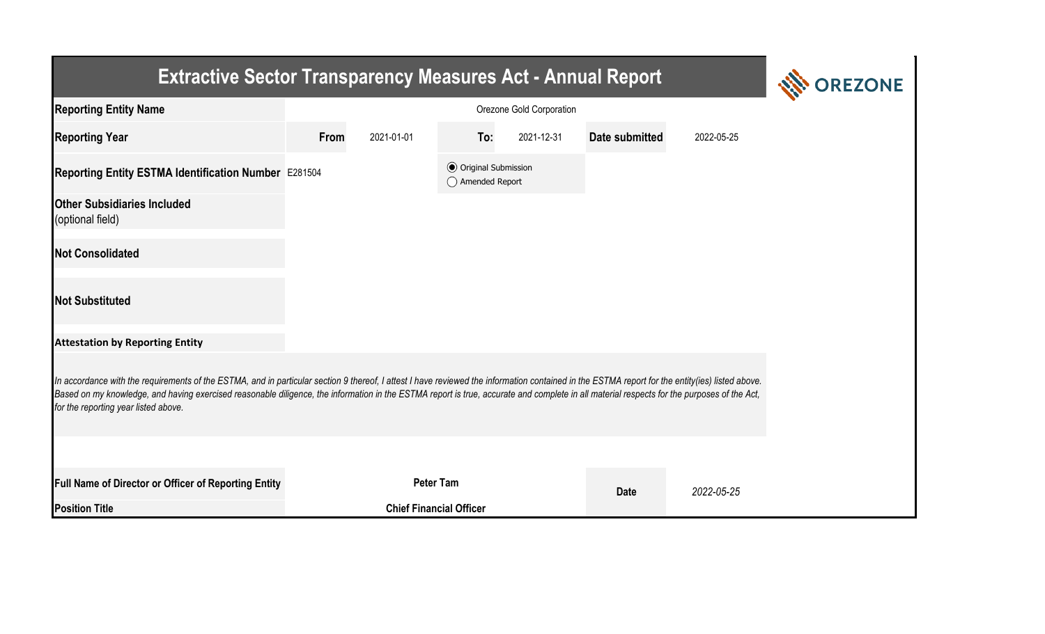# Extractive Sector Transparency Measures Act - Annual Report

| | | | | | | |
|---|---|---|---|---|---|---|
| **Reporting Entity Name** | Orezone Gold Corporation | | | | | |
| **Reporting Year** | **From** | 2021-01-01 | **To:** | 2021-12-31 | **Date submitted** | 2022-05-25 |
| **Reporting Entity ESTMA Identification Number** | E281504 | | ◉ Original Submission<br>◯ Amended Report | | | |
| **Other Subsidiaries Included** (optional field) | | | | | | |
| **Not Consolidated** | | | | | | |
| **Not Substituted** | | | | | | |

**Attestation by Reporting Entity**

*In accordance with the requirements of the ESTMA, and in particular section 9 thereof, I attest I have reviewed the information contained in the ESTMA report for the entity(ies) listed above. Based on my knowledge, and having exercised reasonable diligence, the information in the ESTMA report is true, accurate and complete in all material respects for the purposes of the Act, for the reporting year listed above.*

| | | | |
|---|---|---|---|
| **Full Name of Director or Officer of Reporting Entity** | **Peter Tam** | **Date** | *2022-05-25* |
| **Position Title** | **Chief Financial Officer** | | |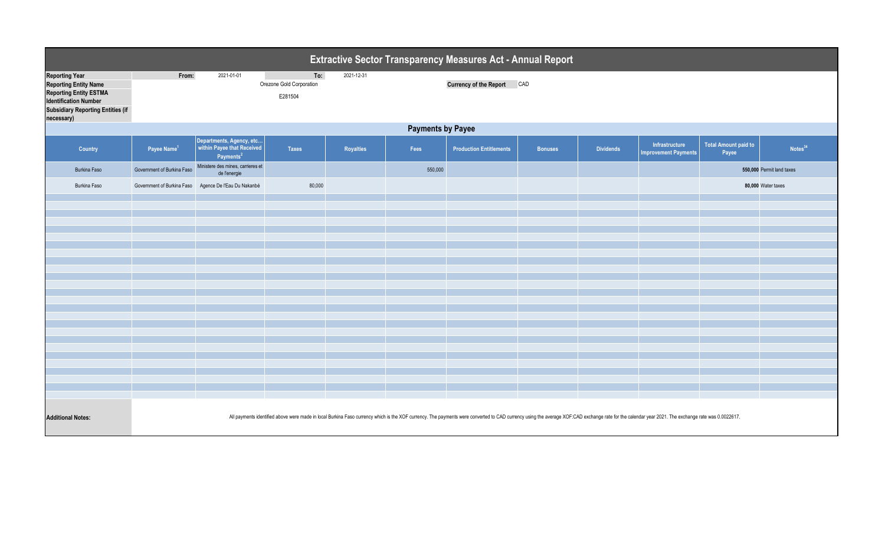# Extractive Sector Transparency Measures Act - Annual Report

| | | | | |
|---|---|---|---|---|
| **Reporting Year** | **From:** 2021-01-01 | **To:** 2021-12-31 | | |
| **Reporting Entity Name** | Orezone Gold Corporation | | **Currency of the Report** | CAD |
| **Reporting Entity ESTMA Identification Number** | E281504 | | | |
| **Subsidiary Reporting Entities (if necessary)** | | | | |

## Payments by Payee

| Country | Payee Name[1] | Departments, Agency, etc... within Payee that Received Payments[2] | Taxes | Royalties | Fees | Production Entitlements | Bonuses | Dividends | Infrastructure Improvement Payments | Total Amount paid to Payee | Notes[34] |
|---|---|---|---|---|---|---|---|---|---|---|---|
| Burkina Faso | Government of Burkina Faso | Ministere des mines, carrieres et de l'energie | | | 550,000 | | | | | 550,000 | Permit land taxes |
| Burkina Faso | Government of Burkina Faso | Agence De l'Eau Du Nakanbé | 80,000 | | | | | | | 80,000 | Water taxes |

**Additional Notes:** All payments identified above were made in local Burkina Faso currency which is the XOF currency. The payments were converted to CAD currency using the average XOF:CAD exchange rate for the calendar year 2021. The exchange rate was 0.0022617.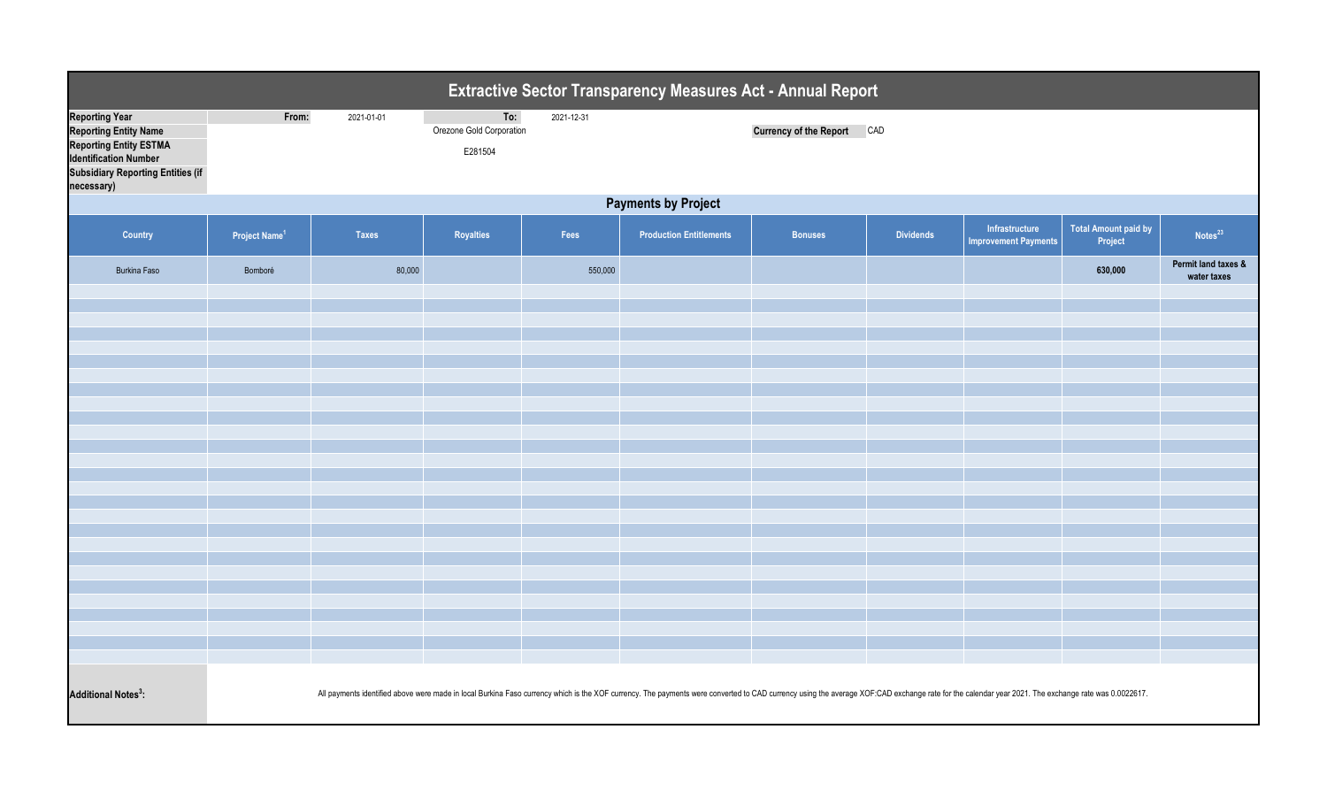# Extractive Sector Transparency Measures Act - Annual Report

| | | | |
|---|---|---|---|
| **Reporting Year** | From: 2021-01-01 | To: 2021-12-31 | |
| **Reporting Entity Name** | Orezone Gold Corporation | **Currency of the Report** | CAD |
| **Reporting Entity ESTMA Identification Number** | E281504 | | |
| **Subsidiary Reporting Entities (if necessary)** | | | |

## Payments by Project

| Country | Project Name[1] | Taxes | Royalties | Fees | Production Entitlements | Bonuses | Dividends | Infrastructure Improvement Payments | Total Amount paid by Project | Notes[23] |
|---|---|---|---|---|---|---|---|---|---|---|
| Burkina Faso | Bomboré | 80,000 | | 550,000 | | | | | **630,000** | **Permit land taxes & water taxes** |

**Additional Notes[3]:** All payments identified above were made in local Burkina Faso currency which is the XOF currency. The payments were converted to CAD currency using the average XOF:CAD exchange rate for the calendar year 2021. The exchange rate was 0.0022617.